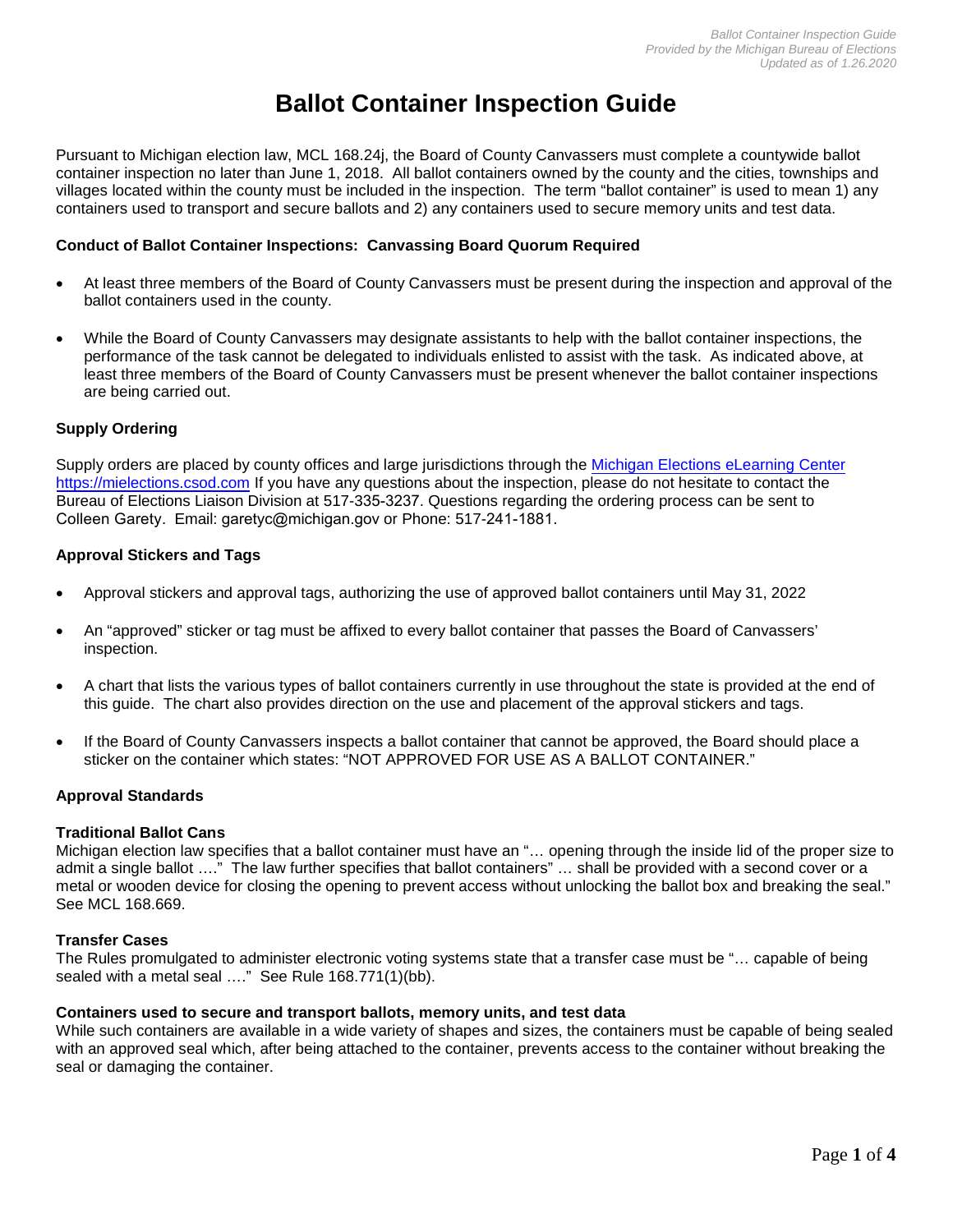# Ballot Container Inspection Guide

Pursuant to Michigan election law, MCL 168.24j, the Board of County Canvassers must complete a countywide ballot container inspection no later than June 1, 2018. All ballot containers owned by the county and the cities, townships and villages located within the county must be included in the inspection. The term "ballot container" is used to mean 1) any containers used to transport and secure ballots and 2) any containers used to secure memory units and test data.

**Conduct of Ballot Container Inspections: Canvassing Board Quorum Required**

- At least three members of the Board of County Canvassers must be present during the inspection and approval of the ballot containers used in the county.
- While the Board of County Canvassers may designate assistants to help with the ballot container inspections, the performance of the task cannot be delegated to individuals enlisted to assist with the task. As indicated above, at least three members of the Board of County Canvassers must be present whenever the ballot container inspections are being carried out.

**Supply Ordering**

Supply orders are placed by county offices and large jurisdictions through the [Michigan Elections eLearning Center](https://mielections.csod.com) https://mielections.csod.com If you have any questions about the inspection, please do not hesitate to contact the Bureau of Elections Liaison Division at 517-335-3237. Questions regarding the ordering process can be sent to Colleen Garety. Email: garetyc@michigan.gov or Phone: 517-241-1881.

**Approval Stickers and Tags**

- Approval stickers and approval tags, authorizing the use of approved ballot containers until May 31, 2022
- An "approved" sticker or tag must be affixed to every ballot container that passes the Board of Canvassers' inspection.
- A chart that lists the various types of ballot containers currently in use throughout the state is provided at the end of this guide. The chart also provides direction on the use and placement of the approval stickers and tags.
- If the Board of County Canvassers inspects a ballot container that cannot be approved, the Board should place a sticker on the container which states: "NOT APPROVED FOR USE AS A BALLOT CONTAINER."

**Approval Standards**

**Traditional Ballot Cans**
Michigan election law specifies that a ballot container must have an "… opening through the inside lid of the proper size to admit a single ballot …." The law further specifies that ballot containers" … shall be provided with a second cover or a metal or wooden device for closing the opening to prevent access without unlocking the ballot box and breaking the seal." See MCL 168.669.

**Transfer Cases**
The Rules promulgated to administer electronic voting systems state that a transfer case must be "… capable of being sealed with a metal seal …." See Rule 168.771(1)(bb).

**Containers used to secure and transport ballots, memory units, and test data**
While such containers are available in a wide variety of shapes and sizes, the containers must be capable of being sealed with an approved seal which, after being attached to the container, prevents access to the container without breaking the seal or damaging the container.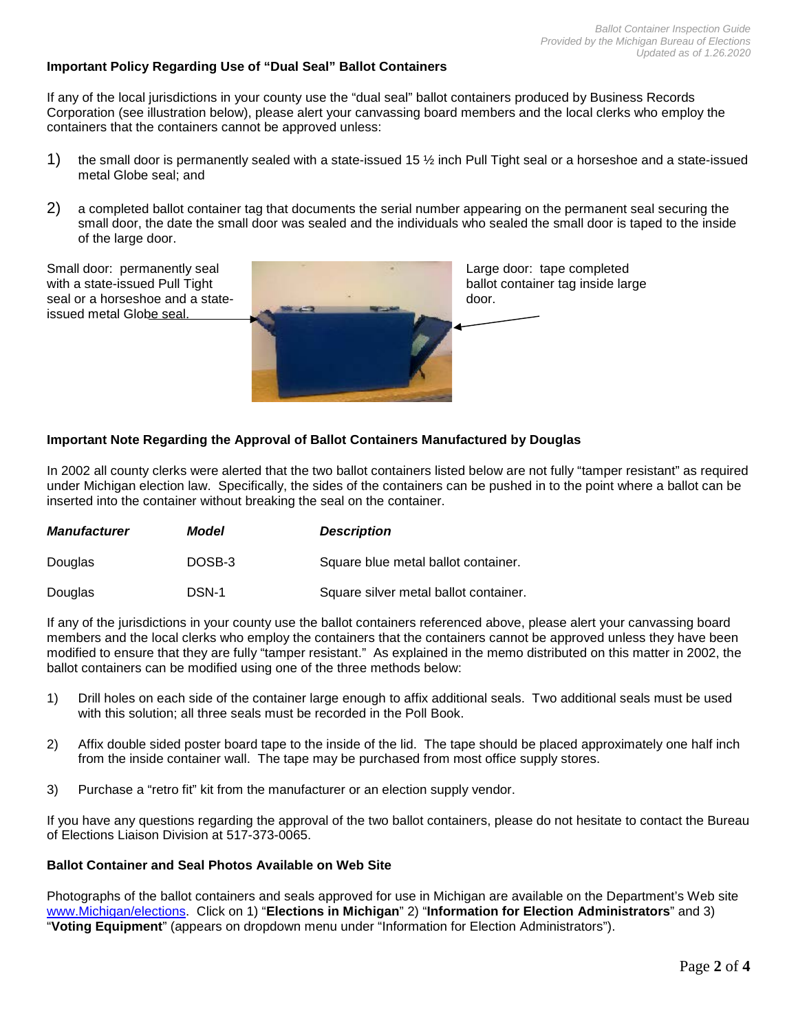## Important Policy Regarding Use of "Dual Seal" Ballot Containers

If any of the local jurisdictions in your county use the "dual seal" ballot containers produced by Business Records Corporation (see illustration below), please alert your canvassing board members and the local clerks who employ the containers that the containers cannot be approved unless:

1) the small door is permanently sealed with a state-issued 15 ½ inch Pull Tight seal or a horseshoe and a state-issued metal Globe seal; and

2) a completed ballot container tag that documents the serial number appearing on the permanent seal securing the small door, the date the small door was sealed and the individuals who sealed the small door is taped to the inside of the large door.

Small door: permanently seal with a state-issued Pull Tight seal or a horseshoe and a state-issued metal Globe seal.

Large door: tape completed ballot container tag inside large door.

## Important Note Regarding the Approval of Ballot Containers Manufactured by Douglas

In 2002 all county clerks were alerted that the two ballot containers listed below are not fully "tamper resistant" as required under Michigan election law. Specifically, the sides of the containers can be pushed in to the point where a ballot can be inserted into the container without breaking the seal on the container.

| ***Manufacturer*** | ***Model*** | ***Description*** |
|---|---|---|
| Douglas | DOSB-3 | Square blue metal ballot container. |
| Douglas | DSN-1 | Square silver metal ballot container. |

If any of the jurisdictions in your county use the ballot containers referenced above, please alert your canvassing board members and the local clerks who employ the containers that the containers cannot be approved unless they have been modified to ensure that they are fully "tamper resistant." As explained in the memo distributed on this matter in 2002, the ballot containers can be modified using one of the three methods below:

1) Drill holes on each side of the container large enough to affix additional seals. Two additional seals must be used with this solution; all three seals must be recorded in the Poll Book.

2) Affix double sided poster board tape to the inside of the lid. The tape should be placed approximately one half inch from the inside container wall. The tape may be purchased from most office supply stores.

3) Purchase a "retro fit" kit from the manufacturer or an election supply vendor.

If you have any questions regarding the approval of the two ballot containers, please do not hesitate to contact the Bureau of Elections Liaison Division at 517-373-0065.

## Ballot Container and Seal Photos Available on Web Site

Photographs of the ballot containers and seals approved for use in Michigan are available on the Department's Web site www.Michigan/elections. Click on 1) "**Elections in Michigan**" 2) "**Information for Election Administrators**" and 3) "**Voting Equipment**" (appears on dropdown menu under "Information for Election Administrators").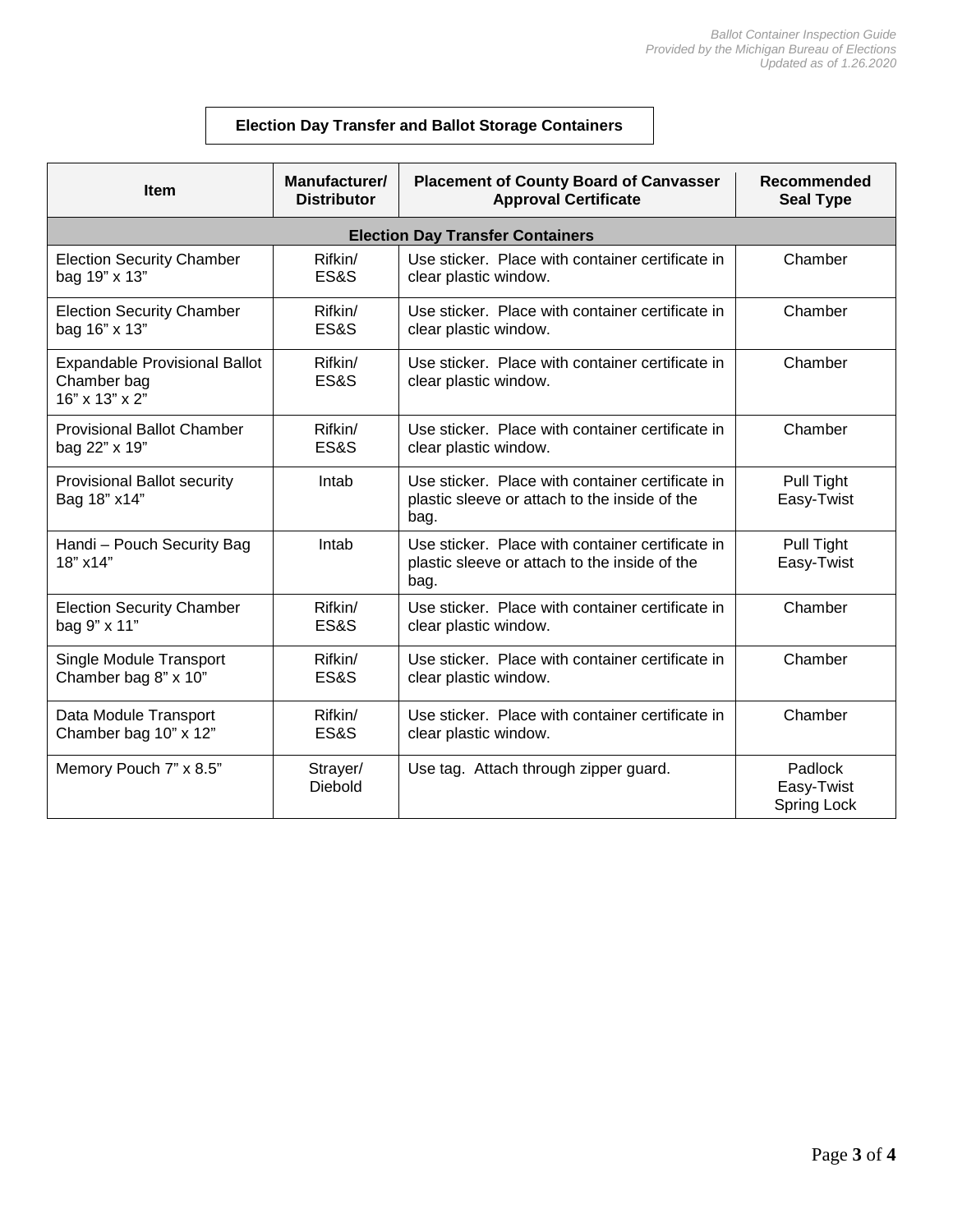**Election Day Transfer and Ballot Storage Containers**

| Item | Manufacturer/ Distributor | Placement of County Board of Canvasser Approval Certificate | Recommended Seal Type |
|---|---|---|---|
| **Election Day Transfer Containers** | | | |
| Election Security Chamber bag 19" x 13" | Rifkin/ ES&S | Use sticker. Place with container certificate in clear plastic window. | Chamber |
| Election Security Chamber bag 16" x 13" | Rifkin/ ES&S | Use sticker. Place with container certificate in clear plastic window. | Chamber |
| Expandable Provisional Ballot Chamber bag 16" x 13" x 2" | Rifkin/ ES&S | Use sticker. Place with container certificate in clear plastic window. | Chamber |
| Provisional Ballot Chamber bag 22" x 19" | Rifkin/ ES&S | Use sticker. Place with container certificate in clear plastic window. | Chamber |
| Provisional Ballot security Bag 18" x14" | Intab | Use sticker. Place with container certificate in plastic sleeve or attach to the inside of the bag. | Pull Tight Easy-Twist |
| Handi – Pouch Security Bag 18" x14" | Intab | Use sticker. Place with container certificate in plastic sleeve or attach to the inside of the bag. | Pull Tight Easy-Twist |
| Election Security Chamber bag 9" x 11" | Rifkin/ ES&S | Use sticker. Place with container certificate in clear plastic window. | Chamber |
| Single Module Transport Chamber bag 8" x 10" | Rifkin/ ES&S | Use sticker. Place with container certificate in clear plastic window. | Chamber |
| Data Module Transport Chamber bag 10" x 12" | Rifkin/ ES&S | Use sticker. Place with container certificate in clear plastic window. | Chamber |
| Memory Pouch 7" x 8.5" | Strayer/ Diebold | Use tag. Attach through zipper guard. | Padlock Easy-Twist Spring Lock |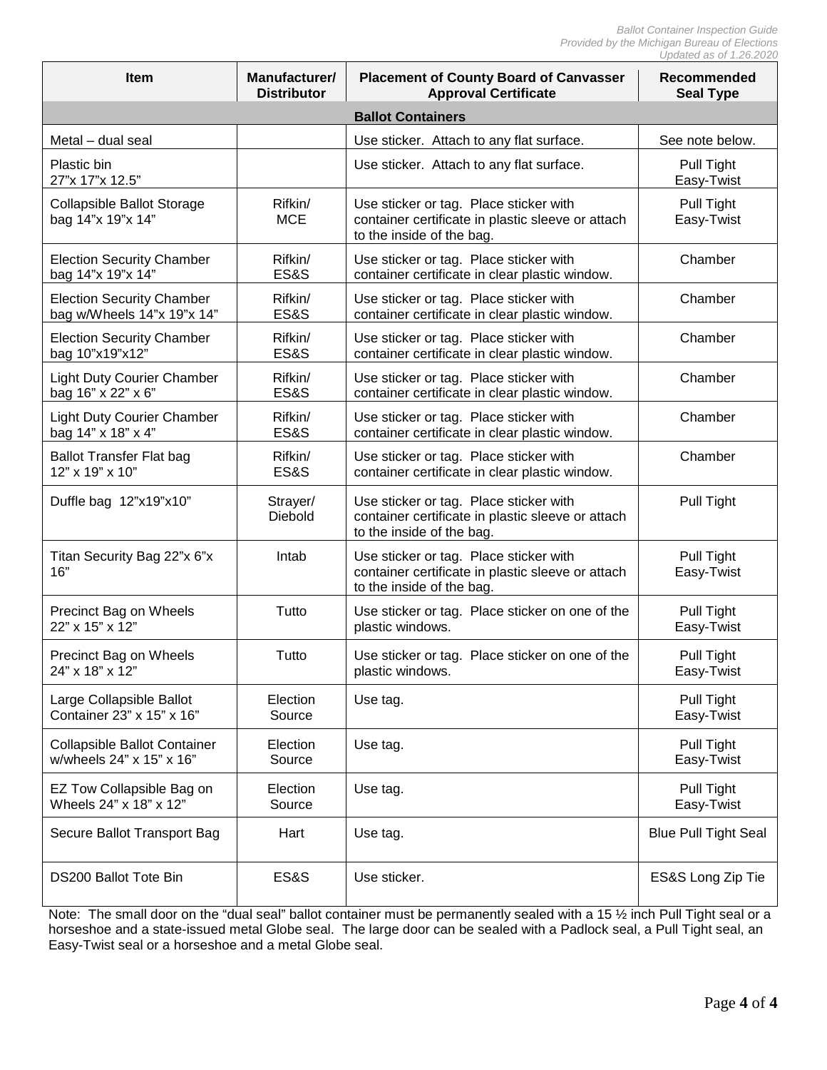| Item | Manufacturer/ Distributor | Placement of County Board of Canvasser Approval Certificate | Recommended Seal Type |
|---|---|---|---|
| **Ballot Containers** | | | |
| Metal – dual seal | | Use sticker. Attach to any flat surface. | See note below. |
| Plastic bin 27"x 17"x 12.5" | | Use sticker. Attach to any flat surface. | Pull Tight Easy-Twist |
| Collapsible Ballot Storage bag 14"x 19"x 14" | Rifkin/ MCE | Use sticker or tag. Place sticker with container certificate in plastic sleeve or attach to the inside of the bag. | Pull Tight Easy-Twist |
| Election Security Chamber bag 14"x 19"x 14" | Rifkin/ ES&S | Use sticker or tag. Place sticker with container certificate in clear plastic window. | Chamber |
| Election Security Chamber bag w/Wheels 14"x 19"x 14" | Rifkin/ ES&S | Use sticker or tag. Place sticker with container certificate in clear plastic window. | Chamber |
| Election Security Chamber bag 10"x19"x12" | Rifkin/ ES&S | Use sticker or tag. Place sticker with container certificate in clear plastic window. | Chamber |
| Light Duty Courier Chamber bag 16" x 22" x 6" | Rifkin/ ES&S | Use sticker or tag. Place sticker with container certificate in clear plastic window. | Chamber |
| Light Duty Courier Chamber bag 14" x 18" x 4" | Rifkin/ ES&S | Use sticker or tag. Place sticker with container certificate in clear plastic window. | Chamber |
| Ballot Transfer Flat bag 12" x 19" x 10" | Rifkin/ ES&S | Use sticker or tag. Place sticker with container certificate in clear plastic window. | Chamber |
| Duffle bag 12"x19"x10" | Strayer/ Diebold | Use sticker or tag. Place sticker with container certificate in plastic sleeve or attach to the inside of the bag. | Pull Tight |
| Titan Security Bag 22"x 6"x 16" | Intab | Use sticker or tag. Place sticker with container certificate in plastic sleeve or attach to the inside of the bag. | Pull Tight Easy-Twist |
| Precinct Bag on Wheels 22" x 15" x 12" | Tutto | Use sticker or tag. Place sticker on one of the plastic windows. | Pull Tight Easy-Twist |
| Precinct Bag on Wheels 24" x 18" x 12" | Tutto | Use sticker or tag. Place sticker on one of the plastic windows. | Pull Tight Easy-Twist |
| Large Collapsible Ballot Container 23" x 15" x 16" | Election Source | Use tag. | Pull Tight Easy-Twist |
| Collapsible Ballot Container w/wheels 24" x 15" x 16" | Election Source | Use tag. | Pull Tight Easy-Twist |
| EZ Tow Collapsible Bag on Wheels 24" x 18" x 12" | Election Source | Use tag. | Pull Tight Easy-Twist |
| Secure Ballot Transport Bag | Hart | Use tag. | Blue Pull Tight Seal |
| DS200 Ballot Tote Bin | ES&S | Use sticker. | ES&S Long Zip Tie |

Note: The small door on the "dual seal" ballot container must be permanently sealed with a 15 ½ inch Pull Tight seal or a horseshoe and a state-issued metal Globe seal. The large door can be sealed with a Padlock seal, a Pull Tight seal, an Easy-Twist seal or a horseshoe and a metal Globe seal.